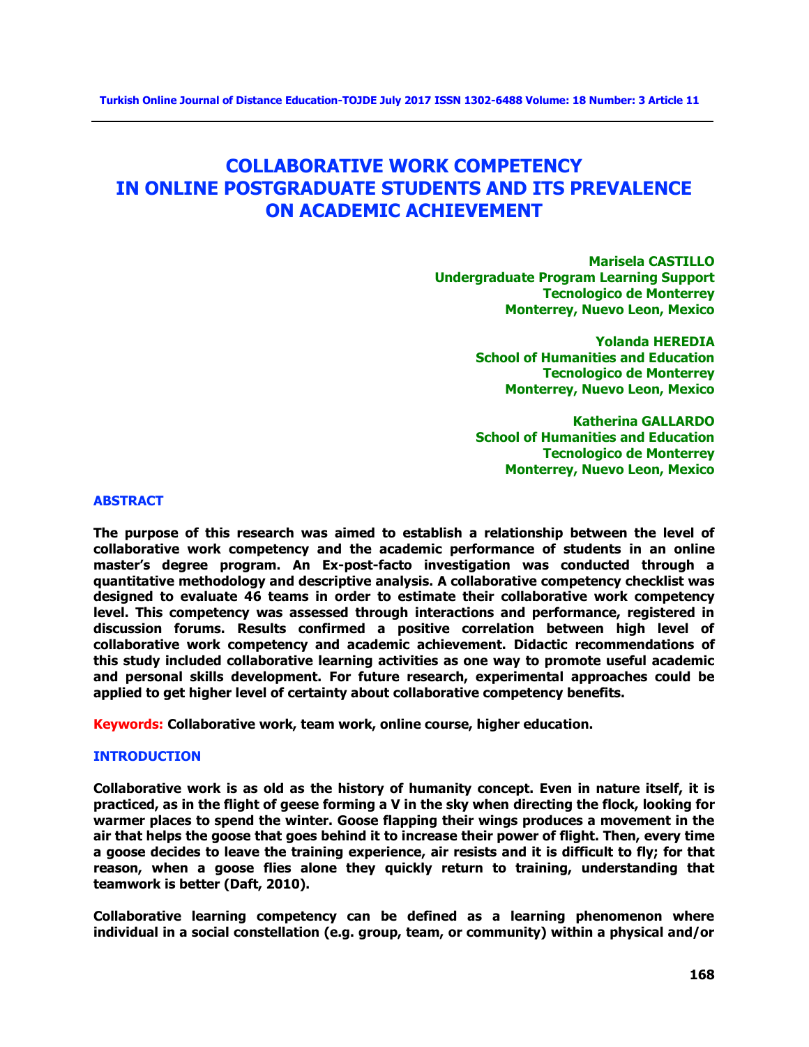# COLLABORATIVE WORK COMPETENCY IN ONLINE POSTGRADUATE STUDENTS AND ITS PREVALENCE ON ACADEMIC ACHIEVEMENT

**Marisela CASTILLO**
**Undergraduate Program Learning Support**
**Tecnologico de Monterrey**
**Monterrey, Nuevo Leon, Mexico**

**Yolanda HEREDIA**
**School of Humanities and Education**
**Tecnologico de Monterrey**
**Monterrey, Nuevo Leon, Mexico**

**Katherina GALLARDO**
**School of Humanities and Education**
**Tecnologico de Monterrey**
**Monterrey, Nuevo Leon, Mexico**

## ABSTRACT

**The purpose of this research was aimed to establish a relationship between the level of collaborative work competency and the academic performance of students in an online master's degree program. An Ex-post-facto investigation was conducted through a quantitative methodology and descriptive analysis. A collaborative competency checklist was designed to evaluate 46 teams in order to estimate their collaborative work competency level. This competency was assessed through interactions and performance, registered in discussion forums. Results confirmed a positive correlation between high level of collaborative work competency and academic achievement. Didactic recommendations of this study included collaborative learning activities as one way to promote useful academic and personal skills development. For future research, experimental approaches could be applied to get higher level of certainty about collaborative competency benefits.**

**Keywords:** **Collaborative work, team work, online course, higher education.**

## INTRODUCTION

**Collaborative work is as old as the history of humanity concept. Even in nature itself, it is practiced, as in the flight of geese forming a V in the sky when directing the flock, looking for warmer places to spend the winter. Goose flapping their wings produces a movement in the air that helps the goose that goes behind it to increase their power of flight. Then, every time a goose decides to leave the training experience, air resists and it is difficult to fly; for that reason, when a goose flies alone they quickly return to training, understanding that teamwork is better (Daft, 2010).**

**Collaborative learning competency can be defined as a learning phenomenon where individual in a social constellation (e.g. group, team, or community) within a physical and/or**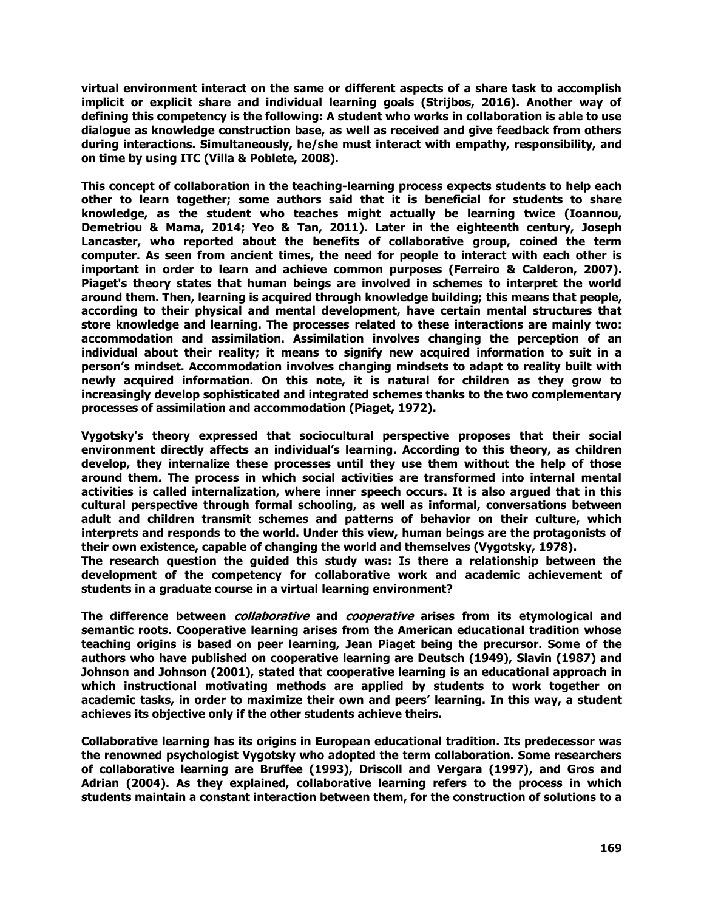**virtual environment interact on the same or different aspects of a share task to accomplish implicit or explicit share and individual learning goals (Strijbos, 2016). Another way of defining this competency is the following: A student who works in collaboration is able to use dialogue as knowledge construction base, as well as received and give feedback from others during interactions. Simultaneously, he/she must interact with empathy, responsibility, and on time by using ITC (Villa & Poblete, 2008).**

**This concept of collaboration in the teaching-learning process expects students to help each other to learn together; some authors said that it is beneficial for students to share knowledge, as the student who teaches might actually be learning twice (Ioannou, Demetriou & Mama, 2014; Yeo & Tan, 2011). Later in the eighteenth century, Joseph Lancaster, who reported about the benefits of collaborative group, coined the term computer. As seen from ancient times, the need for people to interact with each other is important in order to learn and achieve common purposes (Ferreiro & Calderon, 2007). Piaget's theory states that human beings are involved in schemes to interpret the world around them. Then, learning is acquired through knowledge building; this means that people, according to their physical and mental development, have certain mental structures that store knowledge and learning. The processes related to these interactions are mainly two: accommodation and assimilation. Assimilation involves changing the perception of an individual about their reality; it means to signify new acquired information to suit in a person's mindset. Accommodation involves changing mindsets to adapt to reality built with newly acquired information. On this note, it is natural for children as they grow to increasingly develop sophisticated and integrated schemes thanks to the two complementary processes of assimilation and accommodation (Piaget, 1972).**

**Vygotsky's theory expressed that sociocultural perspective proposes that their social environment directly affects an individual's learning. According to this theory, as children develop, they internalize these processes until they use them without the help of those around them. The process in which social activities are transformed into internal mental activities is called internalization, where inner speech occurs. It is also argued that in this cultural perspective through formal schooling, as well as informal, conversations between adult and children transmit schemes and patterns of behavior on their culture, which interprets and responds to the world. Under this view, human beings are the protagonists of their own existence, capable of changing the world and themselves (Vygotsky, 1978).**
**The research question the guided this study was: Is there a relationship between the development of the competency for collaborative work and academic achievement of students in a graduate course in a virtual learning environment?**

**The difference between *collaborative* and *cooperative* arises from its etymological and semantic roots. Cooperative learning arises from the American educational tradition whose teaching origins is based on peer learning, Jean Piaget being the precursor. Some of the authors who have published on cooperative learning are Deutsch (1949), Slavin (1987) and Johnson and Johnson (2001), stated that cooperative learning is an educational approach in which instructional motivating methods are applied by students to work together on academic tasks, in order to maximize their own and peers' learning. In this way, a student achieves its objective only if the other students achieve theirs.**

**Collaborative learning has its origins in European educational tradition. Its predecessor was the renowned psychologist Vygotsky who adopted the term collaboration. Some researchers of collaborative learning are Bruffee (1993), Driscoll and Vergara (1997), and Gros and Adrian (2004). As they explained, collaborative learning refers to the process in which students maintain a constant interaction between them, for the construction of solutions to a**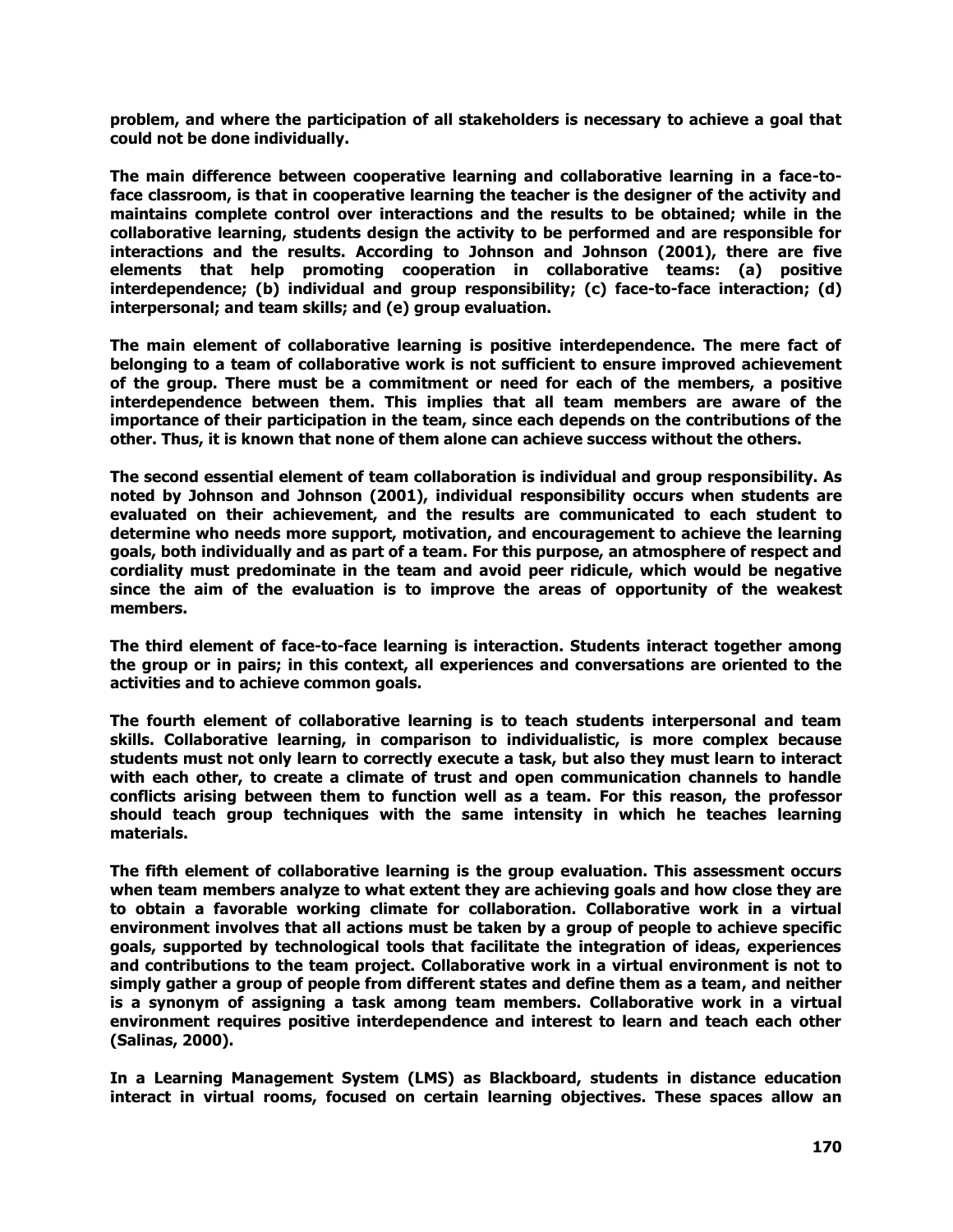problem, and where the participation of all stakeholders is necessary to achieve a goal that could not be done individually.

The main difference between cooperative learning and collaborative learning in a face-to-face classroom, is that in cooperative learning the teacher is the designer of the activity and maintains complete control over interactions and the results to be obtained; while in the collaborative learning, students design the activity to be performed and are responsible for interactions and the results. According to Johnson and Johnson (2001), there are five elements that help promoting cooperation in collaborative teams: (a) positive interdependence; (b) individual and group responsibility; (c) face-to-face interaction; (d) interpersonal; and team skills; and (e) group evaluation.

The main element of collaborative learning is positive interdependence. The mere fact of belonging to a team of collaborative work is not sufficient to ensure improved achievement of the group. There must be a commitment or need for each of the members, a positive interdependence between them. This implies that all team members are aware of the importance of their participation in the team, since each depends on the contributions of the other. Thus, it is known that none of them alone can achieve success without the others.

The second essential element of team collaboration is individual and group responsibility. As noted by Johnson and Johnson (2001), individual responsibility occurs when students are evaluated on their achievement, and the results are communicated to each student to determine who needs more support, motivation, and encouragement to achieve the learning goals, both individually and as part of a team. For this purpose, an atmosphere of respect and cordiality must predominate in the team and avoid peer ridicule, which would be negative since the aim of the evaluation is to improve the areas of opportunity of the weakest members.

The third element of face-to-face learning is interaction. Students interact together among the group or in pairs; in this context, all experiences and conversations are oriented to the activities and to achieve common goals.

The fourth element of collaborative learning is to teach students interpersonal and team skills. Collaborative learning, in comparison to individualistic, is more complex because students must not only learn to correctly execute a task, but also they must learn to interact with each other, to create a climate of trust and open communication channels to handle conflicts arising between them to function well as a team. For this reason, the professor should teach group techniques with the same intensity in which he teaches learning materials.

The fifth element of collaborative learning is the group evaluation. This assessment occurs when team members analyze to what extent they are achieving goals and how close they are to obtain a favorable working climate for collaboration. Collaborative work in a virtual environment involves that all actions must be taken by a group of people to achieve specific goals, supported by technological tools that facilitate the integration of ideas, experiences and contributions to the team project. Collaborative work in a virtual environment is not to simply gather a group of people from different states and define them as a team, and neither is a synonym of assigning a task among team members. Collaborative work in a virtual environment requires positive interdependence and interest to learn and teach each other (Salinas, 2000).

In a Learning Management System (LMS) as Blackboard, students in distance education interact in virtual rooms, focused on certain learning objectives. These spaces allow an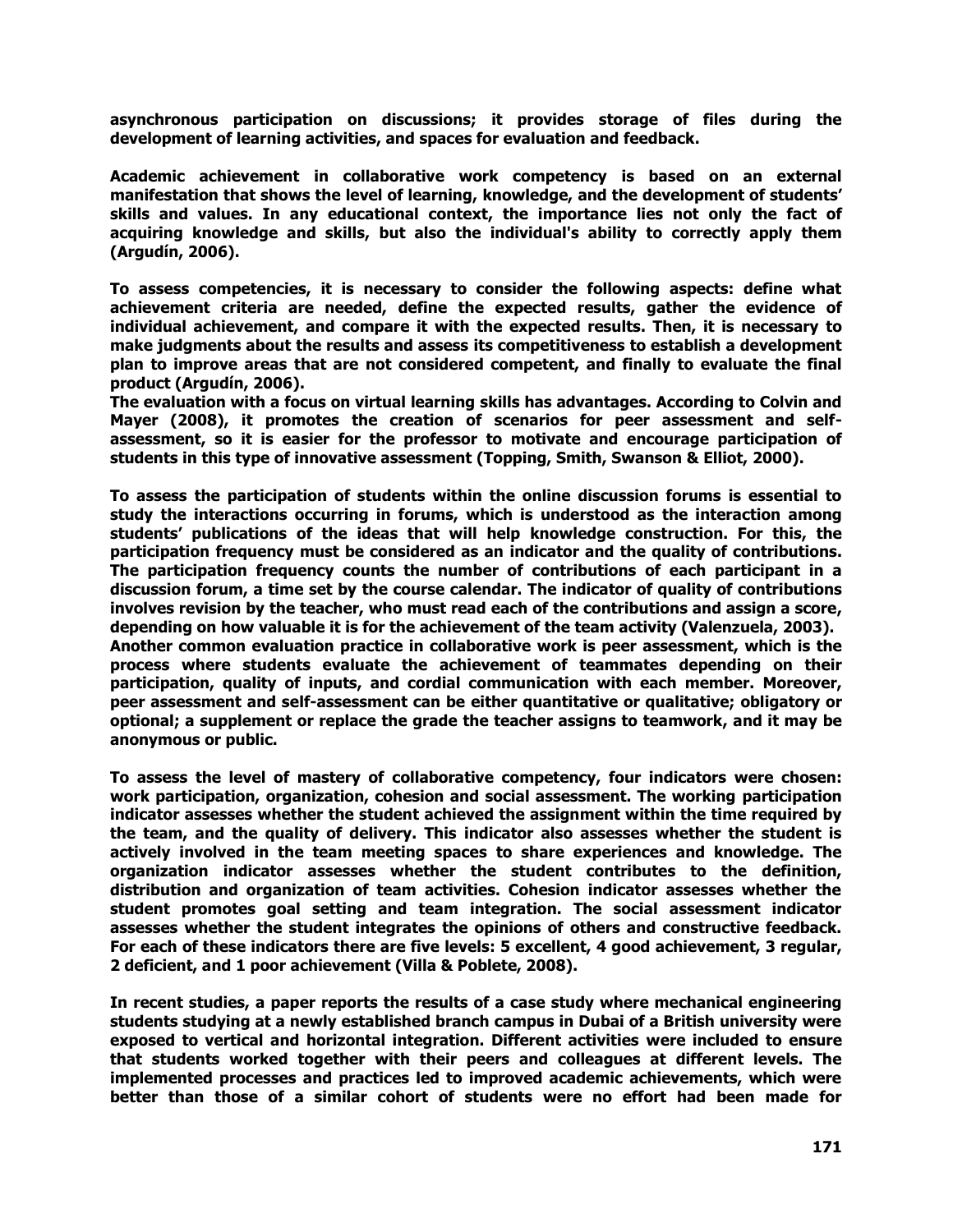asynchronous participation on discussions; it provides storage of files during the development of learning activities, and spaces for evaluation and feedback.

Academic achievement in collaborative work competency is based on an external manifestation that shows the level of learning, knowledge, and the development of students' skills and values. In any educational context, the importance lies not only the fact of acquiring knowledge and skills, but also the individual's ability to correctly apply them (Argudín, 2006).

To assess competencies, it is necessary to consider the following aspects: define what achievement criteria are needed, define the expected results, gather the evidence of individual achievement, and compare it with the expected results. Then, it is necessary to make judgments about the results and assess its competitiveness to establish a development plan to improve areas that are not considered competent, and finally to evaluate the final product (Argudín, 2006).

The evaluation with a focus on virtual learning skills has advantages. According to Colvin and Mayer (2008), it promotes the creation of scenarios for peer assessment and self-assessment, so it is easier for the professor to motivate and encourage participation of students in this type of innovative assessment (Topping, Smith, Swanson & Elliot, 2000).

To assess the participation of students within the online discussion forums is essential to study the interactions occurring in forums, which is understood as the interaction among students' publications of the ideas that will help knowledge construction. For this, the participation frequency must be considered as an indicator and the quality of contributions. The participation frequency counts the number of contributions of each participant in a discussion forum, a time set by the course calendar. The indicator of quality of contributions involves revision by the teacher, who must read each of the contributions and assign a score, depending on how valuable it is for the achievement of the team activity (Valenzuela, 2003).

Another common evaluation practice in collaborative work is peer assessment, which is the process where students evaluate the achievement of teammates depending on their participation, quality of inputs, and cordial communication with each member. Moreover, peer assessment and self-assessment can be either quantitative or qualitative; obligatory or optional; a supplement or replace the grade the teacher assigns to teamwork, and it may be anonymous or public.

To assess the level of mastery of collaborative competency, four indicators were chosen: work participation, organization, cohesion and social assessment. The working participation indicator assesses whether the student achieved the assignment within the time required by the team, and the quality of delivery. This indicator also assesses whether the student is actively involved in the team meeting spaces to share experiences and knowledge. The organization indicator assesses whether the student contributes to the definition, distribution and organization of team activities. Cohesion indicator assesses whether the student promotes goal setting and team integration. The social assessment indicator assesses whether the student integrates the opinions of others and constructive feedback. For each of these indicators there are five levels: 5 excellent, 4 good achievement, 3 regular, 2 deficient, and 1 poor achievement (Villa & Poblete, 2008).

In recent studies, a paper reports the results of a case study where mechanical engineering students studying at a newly established branch campus in Dubai of a British university were exposed to vertical and horizontal integration. Different activities were included to ensure that students worked together with their peers and colleagues at different levels. The implemented processes and practices led to improved academic achievements, which were better than those of a similar cohort of students were no effort had been made for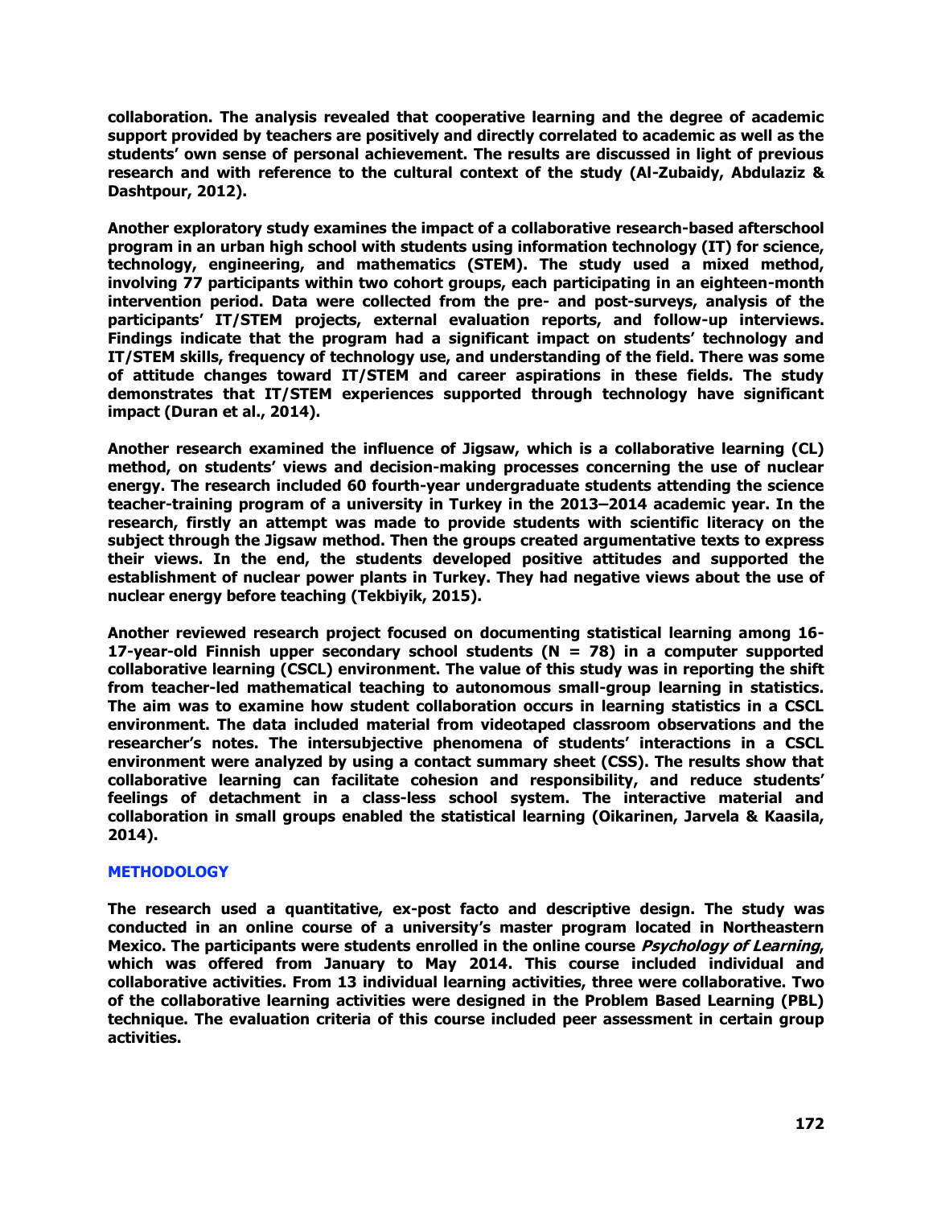**collaboration. The analysis revealed that cooperative learning and the degree of academic support provided by teachers are positively and directly correlated to academic as well as the students' own sense of personal achievement. The results are discussed in light of previous research and with reference to the cultural context of the study (Al-Zubaidy, Abdulaziz & Dashtpour, 2012).**

**Another exploratory study examines the impact of a collaborative research-based afterschool program in an urban high school with students using information technology (IT) for science, technology, engineering, and mathematics (STEM). The study used a mixed method, involving 77 participants within two cohort groups, each participating in an eighteen-month intervention period. Data were collected from the pre- and post-surveys, analysis of the participants' IT/STEM projects, external evaluation reports, and follow-up interviews. Findings indicate that the program had a significant impact on students' technology and IT/STEM skills, frequency of technology use, and understanding of the field. There was some of attitude changes toward IT/STEM and career aspirations in these fields. The study demonstrates that IT/STEM experiences supported through technology have significant impact (Duran et al., 2014).**

**Another research examined the influence of Jigsaw, which is a collaborative learning (CL) method, on students' views and decision-making processes concerning the use of nuclear energy. The research included 60 fourth-year undergraduate students attending the science teacher-training program of a university in Turkey in the 2013–2014 academic year. In the research, firstly an attempt was made to provide students with scientific literacy on the subject through the Jigsaw method. Then the groups created argumentative texts to express their views. In the end, the students developed positive attitudes and supported the establishment of nuclear power plants in Turkey. They had negative views about the use of nuclear energy before teaching (Tekbiyik, 2015).**

**Another reviewed research project focused on documenting statistical learning among 16-17-year-old Finnish upper secondary school students (N = 78) in a computer supported collaborative learning (CSCL) environment. The value of this study was in reporting the shift from teacher-led mathematical teaching to autonomous small-group learning in statistics. The aim was to examine how student collaboration occurs in learning statistics in a CSCL environment. The data included material from videotaped classroom observations and the researcher's notes. The intersubjective phenomena of students' interactions in a CSCL environment were analyzed by using a contact summary sheet (CSS). The results show that collaborative learning can facilitate cohesion and responsibility, and reduce students' feelings of detachment in a class-less school system. The interactive material and collaboration in small groups enabled the statistical learning (Oikarinen, Jarvela & Kaasila, 2014).**

## METHODOLOGY

**The research used a quantitative, ex-post facto and descriptive design. The study was conducted in an online course of a university's master program located in Northeastern Mexico. The participants were students enrolled in the online course *Psychology of Learning*, which was offered from January to May 2014. This course included individual and collaborative activities. From 13 individual learning activities, three were collaborative. Two of the collaborative learning activities were designed in the Problem Based Learning (PBL) technique. The evaluation criteria of this course included peer assessment in certain group activities.**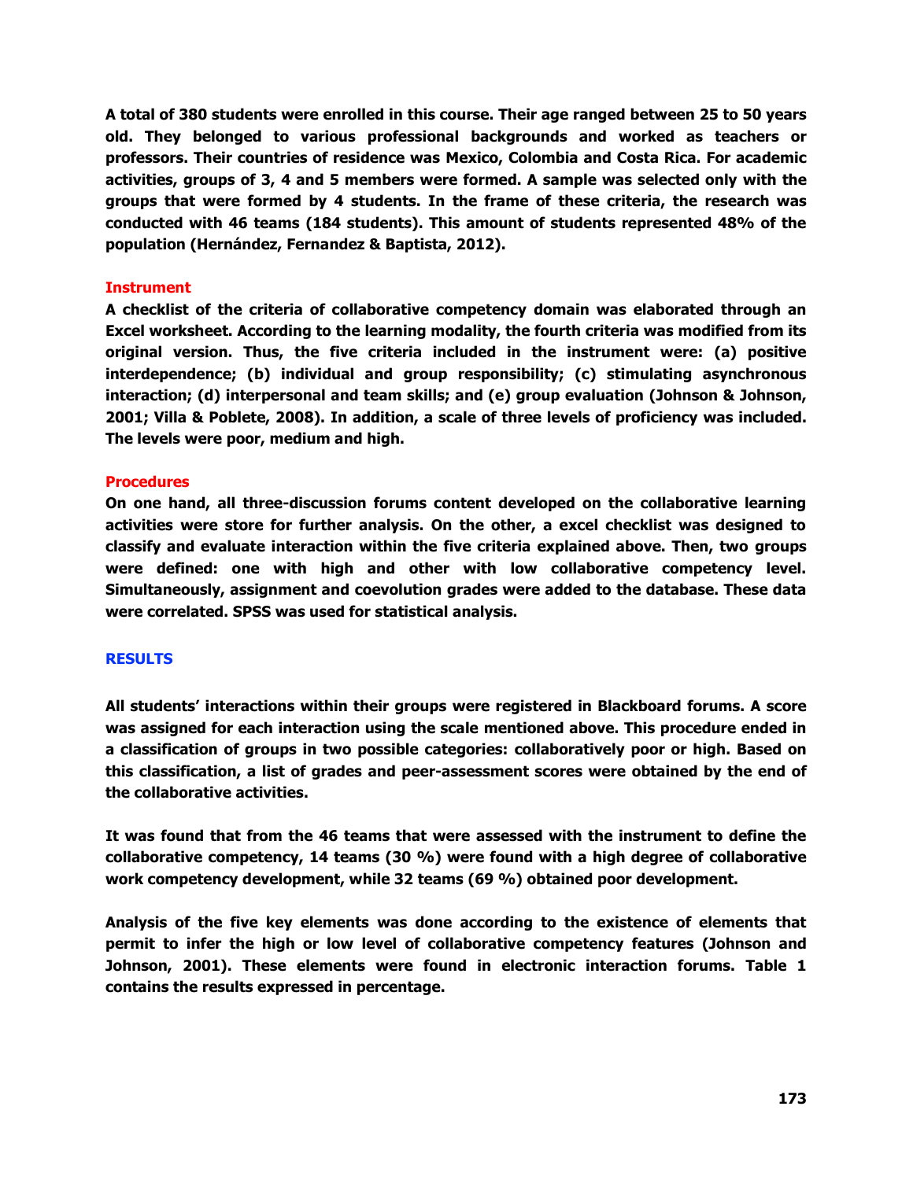**A total of 380 students were enrolled in this course. Their age ranged between 25 to 50 years old. They belonged to various professional backgrounds and worked as teachers or professors. Their countries of residence was Mexico, Colombia and Costa Rica. For academic activities, groups of 3, 4 and 5 members were formed. A sample was selected only with the groups that were formed by 4 students. In the frame of these criteria, the research was conducted with 46 teams (184 students). This amount of students represented 48% of the population (Hernández, Fernandez & Baptista, 2012).**

### Instrument

**A checklist of the criteria of collaborative competency domain was elaborated through an Excel worksheet. According to the learning modality, the fourth criteria was modified from its original version. Thus, the five criteria included in the instrument were: (a) positive interdependence; (b) individual and group responsibility; (c) stimulating asynchronous interaction; (d) interpersonal and team skills; and (e) group evaluation (Johnson & Johnson, 2001; Villa & Poblete, 2008). In addition, a scale of three levels of proficiency was included. The levels were poor, medium and high.**

### Procedures

**On one hand, all three-discussion forums content developed on the collaborative learning activities were store for further analysis. On the other, a excel checklist was designed to classify and evaluate interaction within the five criteria explained above. Then, two groups were defined: one with high and other with low collaborative competency level. Simultaneously, assignment and coevolution grades were added to the database. These data were correlated. SPSS was used for statistical analysis.**

## RESULTS

**All students' interactions within their groups were registered in Blackboard forums. A score was assigned for each interaction using the scale mentioned above. This procedure ended in a classification of groups in two possible categories: collaboratively poor or high. Based on this classification, a list of grades and peer-assessment scores were obtained by the end of the collaborative activities.**

**It was found that from the 46 teams that were assessed with the instrument to define the collaborative competency, 14 teams (30 %) were found with a high degree of collaborative work competency development, while 32 teams (69 %) obtained poor development.**

**Analysis of the five key elements was done according to the existence of elements that permit to infer the high or low level of collaborative competency features (Johnson and Johnson, 2001). These elements were found in electronic interaction forums. Table 1 contains the results expressed in percentage.**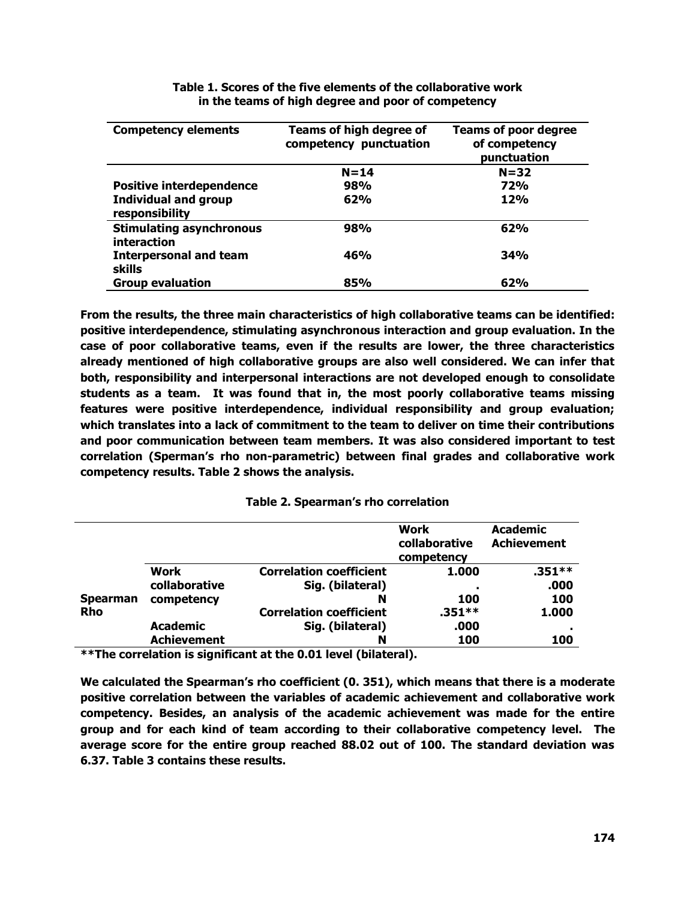**Table 1. Scores of the five elements of the collaborative work in the teams of high degree and poor of competency**

| Competency elements | Teams of high degree of competency punctuation | Teams of poor degree of competency punctuation |
|---|---|---|
| | N=14 | N=32 |
| Positive interdependence | 98% | 72% |
| Individual and group responsibility | 62% | 12% |
| Stimulating asynchronous interaction | 98% | 62% |
| Interpersonal and team skills | 46% | 34% |
| Group evaluation | 85% | 62% |

**From the results, the three main characteristics of high collaborative teams can be identified: positive interdependence, stimulating asynchronous interaction and group evaluation. In the case of poor collaborative teams, even if the results are lower, the three characteristics already mentioned of high collaborative groups are also well considered. We can infer that both, responsibility and interpersonal interactions are not developed enough to consolidate students as a team. It was found that in, the most poorly collaborative teams missing features were positive interdependence, individual responsibility and group evaluation; which translates into a lack of commitment to the team to deliver on time their contributions and poor communication between team members. It was also considered important to test correlation (Sperman's rho non-parametric) between final grades and collaborative work competency results. Table 2 shows the analysis.**

**Table 2. Spearman's rho correlation**

| | | | Work collaborative competency | Academic Achievement |
|---|---|---|---|---|
| Spearman Rho | Work collaborative competency | Correlation coefficient | 1.000 | .351** |
| | | Sig. (bilateral) | . | .000 |
| | | N | 100 | 100 |
| | Academic Achievement | Correlation coefficient | .351** | 1.000 |
| | | Sig. (bilateral) | .000 | . |
| | | N | 100 | 100 |

**\*\*The correlation is significant at the 0.01 level (bilateral).**

**We calculated the Spearman's rho coefficient (0. 351), which means that there is a moderate positive correlation between the variables of academic achievement and collaborative work competency. Besides, an analysis of the academic achievement was made for the entire group and for each kind of team according to their collaborative competency level. The average score for the entire group reached 88.02 out of 100. The standard deviation was 6.37. Table 3 contains these results.**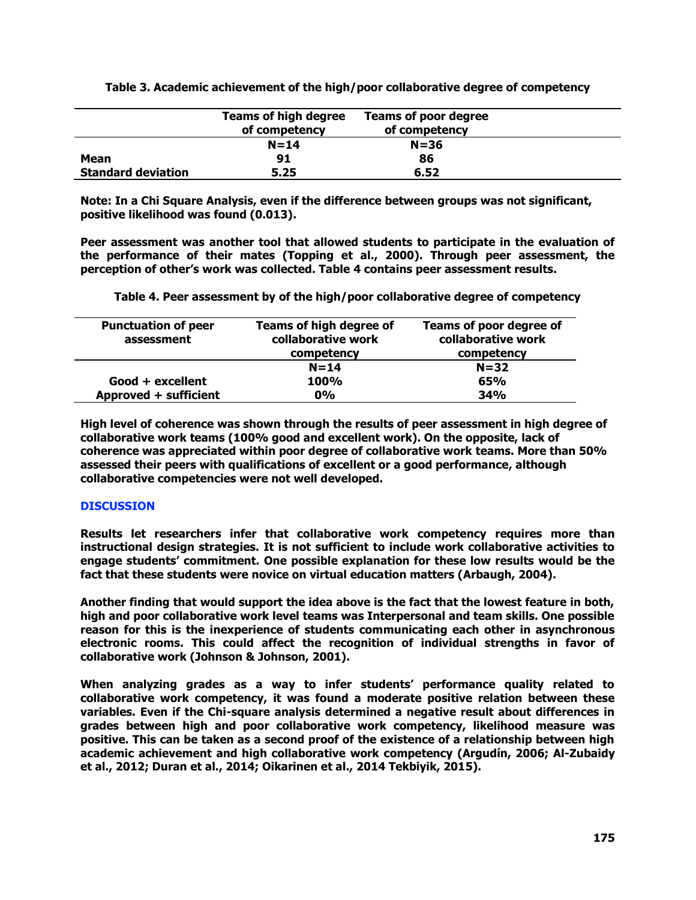**Table 3. Academic achievement of the high/poor collaborative degree of competency**

| | Teams of high degree of competency | Teams of poor degree of competency |
|---|---|---|
| | N=14 | N=36 |
| Mean | 91 | 86 |
| Standard deviation | 5.25 | 6.52 |

**Note: In a Chi Square Analysis, even if the difference between groups was not significant, positive likelihood was found (0.013).**

**Peer assessment was another tool that allowed students to participate in the evaluation of the performance of their mates (Topping et al., 2000). Through peer assessment, the perception of other's work was collected. Table 4 contains peer assessment results.**

**Table 4. Peer assessment by of the high/poor collaborative degree of competency**

| Punctuation of peer assessment | Teams of high degree of collaborative work competency | Teams of poor degree of collaborative work competency |
|---|---|---|
| | N=14 | N=32 |
| Good + excellent | 100% | 65% |
| Approved + sufficient | 0% | 34% |

**High level of coherence was shown through the results of peer assessment in high degree of collaborative work teams (100% good and excellent work). On the opposite, lack of coherence was appreciated within poor degree of collaborative work teams. More than 50% assessed their peers with qualifications of excellent or a good performance, although collaborative competencies were not well developed.**

## DISCUSSION

**Results let researchers infer that collaborative work competency requires more than instructional design strategies. It is not sufficient to include work collaborative activities to engage students' commitment. One possible explanation for these low results would be the fact that these students were novice on virtual education matters (Arbaugh, 2004).**

**Another finding that would support the idea above is the fact that the lowest feature in both, high and poor collaborative work level teams was Interpersonal and team skills. One possible reason for this is the inexperience of students communicating each other in asynchronous electronic rooms. This could affect the recognition of individual strengths in favor of collaborative work (Johnson & Johnson, 2001).**

**When analyzing grades as a way to infer students' performance quality related to collaborative work competency, it was found a moderate positive relation between these variables. Even if the Chi-square analysis determined a negative result about differences in grades between high and poor collaborative work competency, likelihood measure was positive. This can be taken as a second proof of the existence of a relationship between high academic achievement and high collaborative work competency (Argudín, 2006; Al-Zubaidy et al., 2012; Duran et al., 2014; Oikarinen et al., 2014 Tekbiyik, 2015).**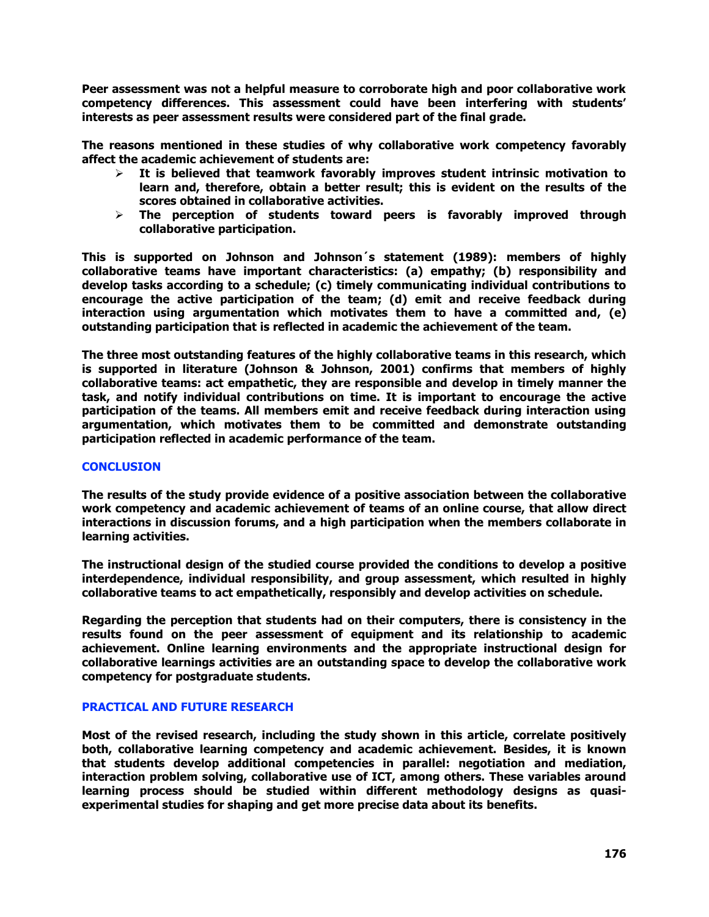**Peer assessment was not a helpful measure to corroborate high and poor collaborative work competency differences. This assessment could have been interfering with students' interests as peer assessment results were considered part of the final grade.**

**The reasons mentioned in these studies of why collaborative work competency favorably affect the academic achievement of students are:**

- **It is believed that teamwork favorably improves student intrinsic motivation to learn and, therefore, obtain a better result; this is evident on the results of the scores obtained in collaborative activities.**
- **The perception of students toward peers is favorably improved through collaborative participation.**

**This is supported on Johnson and Johnson´s statement (1989): members of highly collaborative teams have important characteristics: (a) empathy; (b) responsibility and develop tasks according to a schedule; (c) timely communicating individual contributions to encourage the active participation of the team; (d) emit and receive feedback during interaction using argumentation which motivates them to have a committed and, (e) outstanding participation that is reflected in academic the achievement of the team.**

**The three most outstanding features of the highly collaborative teams in this research, which is supported in literature (Johnson & Johnson, 2001) confirms that members of highly collaborative teams: act empathetic, they are responsible and develop in timely manner the task, and notify individual contributions on time. It is important to encourage the active participation of the teams. All members emit and receive feedback during interaction using argumentation, which motivates them to be committed and demonstrate outstanding participation reflected in academic performance of the team.**

## CONCLUSION

**The results of the study provide evidence of a positive association between the collaborative work competency and academic achievement of teams of an online course, that allow direct interactions in discussion forums, and a high participation when the members collaborate in learning activities.**

**The instructional design of the studied course provided the conditions to develop a positive interdependence, individual responsibility, and group assessment, which resulted in highly collaborative teams to act empathetically, responsibly and develop activities on schedule.**

**Regarding the perception that students had on their computers, there is consistency in the results found on the peer assessment of equipment and its relationship to academic achievement. Online learning environments and the appropriate instructional design for collaborative learnings activities are an outstanding space to develop the collaborative work competency for postgraduate students.**

## PRACTICAL AND FUTURE RESEARCH

**Most of the revised research, including the study shown in this article, correlate positively both, collaborative learning competency and academic achievement. Besides, it is known that students develop additional competencies in parallel: negotiation and mediation, interaction problem solving, collaborative use of ICT, among others. These variables around learning process should be studied within different methodology designs as quasi-experimental studies for shaping and get more precise data about its benefits.**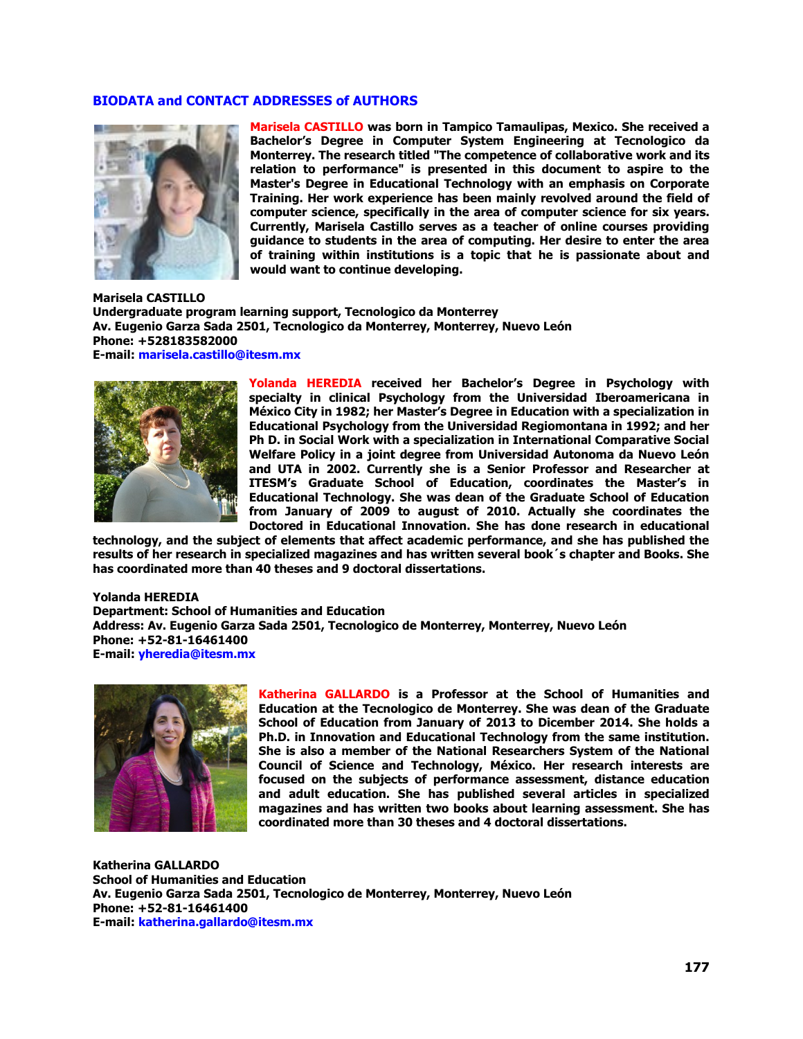## BIODATA and CONTACT ADDRESSES of AUTHORS

**Marisela CASTILLO was born in Tampico Tamaulipas, Mexico. She received a Bachelor's Degree in Computer System Engineering at Tecnologico da Monterrey. The research titled "The competence of collaborative work and its relation to performance" is presented in this document to aspire to the Master's Degree in Educational Technology with an emphasis on Corporate Training. Her work experience has been mainly revolved around the field of computer science, specifically in the area of computer science for six years. Currently, Marisela Castillo serves as a teacher of online courses providing guidance to students in the area of computing. Her desire to enter the area of training within institutions is a topic that he is passionate about and would want to continue developing.**

**Marisela CASTILLO**
**Undergraduate program learning support, Tecnologico da Monterrey**
**Av. Eugenio Garza Sada 2501, Tecnologico da Monterrey, Monterrey, Nuevo León**
**Phone: +528183582000**
**E-mail: marisela.castillo@itesm.mx**

**Yolanda HEREDIA received her Bachelor's Degree in Psychology with specialty in clinical Psychology from the Universidad Iberoamericana in México City in 1982; her Master's Degree in Education with a specialization in Educational Psychology from the Universidad Regiomontana in 1992; and her Ph D. in Social Work with a specialization in International Comparative Social Welfare Policy in a joint degree from Universidad Autonoma da Nuevo León and UTA in 2002. Currently she is a Senior Professor and Researcher at ITESM's Graduate School of Education, coordinates the Master's in Educational Technology. She was dean of the Graduate School of Education from January of 2009 to august of 2010. Actually she coordinates the Doctored in Educational Innovation. She has done research in educational technology, and the subject of elements that affect academic performance, and she has published the results of her research in specialized magazines and has written several book´s chapter and Books. She has coordinated more than 40 theses and 9 doctoral dissertations.**

**Yolanda HEREDIA**
**Department: School of Humanities and Education**
**Address: Av. Eugenio Garza Sada 2501, Tecnologico de Monterrey, Monterrey, Nuevo León**
**Phone: +52-81-16461400**
**E-mail: yheredia@itesm.mx**

**Katherina GALLARDO is a Professor at the School of Humanities and Education at the Tecnologico de Monterrey. She was dean of the Graduate School of Education from January of 2013 to December 2014. She holds a Ph.D. in Innovation and Educational Technology from the same institution. She is also a member of the National Researchers System of the National Council of Science and Technology, México. Her research interests are focused on the subjects of performance assessment, distance education and adult education. She has published several articles in specialized magazines and has written two books about learning assessment. She has coordinated more than 30 theses and 4 doctoral dissertations.**

**Katherina GALLARDO**
**School of Humanities and Education**
**Av. Eugenio Garza Sada 2501, Tecnologico de Monterrey, Monterrey, Nuevo León**
**Phone: +52-81-16461400**
**E-mail: katherina.gallardo@itesm.mx**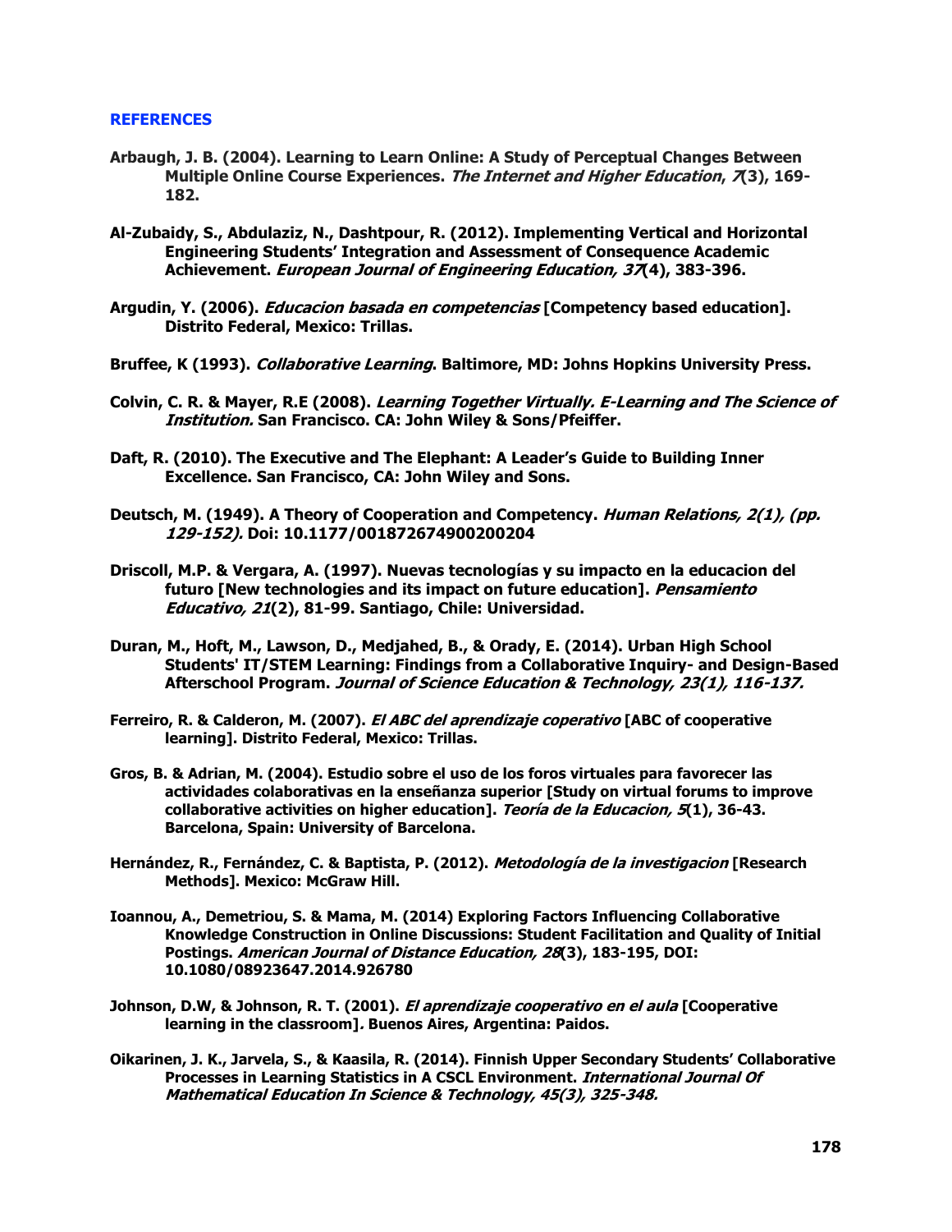## REFERENCES

**Arbaugh, J. B. (2004). Learning to Learn Online: A Study of Perceptual Changes Between Multiple Online Course Experiences. *The Internet and Higher Education*, *7*(3), 169-182.**

**Al-Zubaidy, S., Abdulaziz, N., Dashtpour, R. (2012). Implementing Vertical and Horizontal Engineering Students' Integration and Assessment of Consequence Academic Achievement. *European Journal of Engineering Education, 37*(4), 383-396.**

**Argudin, Y. (2006). *Educacion basada en competencias* [Competency based education]. Distrito Federal, Mexico: Trillas.**

**Bruffee, K (1993). *Collaborative Learning*. Baltimore, MD: Johns Hopkins University Press.**

**Colvin, C. R. & Mayer, R.E (2008). *Learning Together Virtually. E-Learning and The Science of Institution.* San Francisco. CA: John Wiley & Sons/Pfeiffer.**

**Daft, R. (2010). The Executive and The Elephant: A Leader's Guide to Building Inner Excellence. San Francisco, CA: John Wiley and Sons.**

**Deutsch, M. (1949). A Theory of Cooperation and Competency. *Human Relations, 2(1), (pp. 129-152).* Doi: 10.1177/001872674900200204**

**Driscoll, M.P. & Vergara, A. (1997). Nuevas tecnologías y su impacto en la educacion del futuro [New technologies and its impact on future education]. *Pensamiento Educativo, 21*(2), 81-99. Santiago, Chile: Universidad.**

**Duran, M., Hoft, M., Lawson, D., Medjahed, B., & Orady, E. (2014). Urban High School Students' IT/STEM Learning: Findings from a Collaborative Inquiry- and Design-Based Afterschool Program. *Journal of Science Education & Technology, 23(1), 116-137.***

**Ferreiro, R. & Calderon, M. (2007). *El ABC del aprendizaje coperativo* [ABC of cooperative learning]. Distrito Federal, Mexico: Trillas.**

**Gros, B. & Adrian, M. (2004). Estudio sobre el uso de los foros virtuales para favorecer las actividades colaborativas en la enseñanza superior [Study on virtual forums to improve collaborative activities on higher education]. *Teoría de la Educacion, 5*(1), 36-43. Barcelona, Spain: University of Barcelona.**

**Hernández, R., Fernández, C. & Baptista, P. (2012). *Metodología de la investigacion* [Research Methods]. Mexico: McGraw Hill.**

**Ioannou, A., Demetriou, S. & Mama, M. (2014) Exploring Factors Influencing Collaborative Knowledge Construction in Online Discussions: Student Facilitation and Quality of Initial Postings. *American Journal of Distance Education, 28*(3), 183-195, DOI: 10.1080/08923647.2014.926780**

**Johnson, D.W, & Johnson, R. T. (2001). *El aprendizaje cooperativo en el aula* [Cooperative learning in the classroom]*.* Buenos Aires, Argentina: Paidos.**

**Oikarinen, J. K., Jarvela, S., & Kaasila, R. (2014). Finnish Upper Secondary Students' Collaborative Processes in Learning Statistics in A CSCL Environment. *International Journal Of Mathematical Education In Science & Technology, 45(3), 325-348.***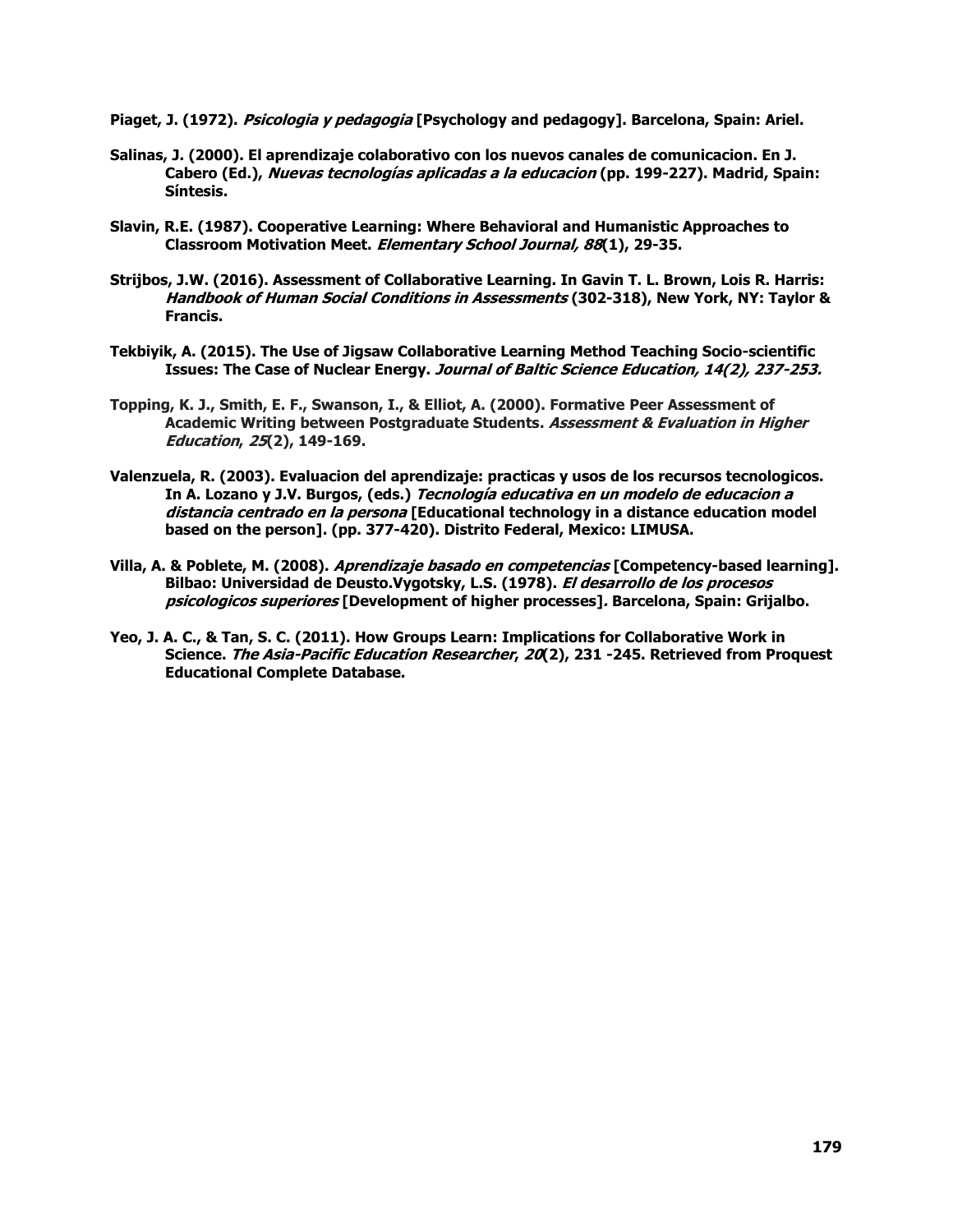Piaget, J. (1972). *Psicologia y pedagogia* [Psychology and pedagogy]. Barcelona, Spain: Ariel.

Salinas, J. (2000). El aprendizaje colaborativo con los nuevos canales de comunicacion. En J. Cabero (Ed.), *Nuevas tecnologías aplicadas a la educacion* (pp. 199-227). Madrid, Spain: Síntesis.

Slavin, R.E. (1987). Cooperative Learning: Where Behavioral and Humanistic Approaches to Classroom Motivation Meet. *Elementary School Journal, 88*(1), 29-35.

Strijbos, J.W. (2016). Assessment of Collaborative Learning. In Gavin T. L. Brown, Lois R. Harris: *Handbook of Human Social Conditions in Assessments* (302-318), New York, NY: Taylor & Francis.

Tekbiyik, A. (2015). The Use of Jigsaw Collaborative Learning Method Teaching Socio-scientific Issues: The Case of Nuclear Energy. *Journal of Baltic Science Education, 14(2), 237-253.*

Topping, K. J., Smith, E. F., Swanson, I., & Elliot, A. (2000). Formative Peer Assessment of Academic Writing between Postgraduate Students. *Assessment & Evaluation in Higher Education*, *25*(2), 149-169.

Valenzuela, R. (2003). Evaluacion del aprendizaje: practicas y usos de los recursos tecnologicos. In A. Lozano y J.V. Burgos, (eds.) *Tecnología educativa en un modelo de educacion a distancia centrado en la persona* [Educational technology in a distance education model based on the person]. (pp. 377-420). Distrito Federal, Mexico: LIMUSA.

Villa, A. & Poblete, M. (2008). *Aprendizaje basado en competencias* [Competency-based learning]. Bilbao: Universidad de Deusto.Vygotsky, L.S. (1978). *El desarrollo de los procesos psicologicos superiores* [Development of higher processes]. Barcelona, Spain: Grijalbo.

Yeo, J. A. C., & Tan, S. C. (2011). How Groups Learn: Implications for Collaborative Work in Science. *The Asia-Pacific Education Researcher*, *20*(2), 231 -245. Retrieved from Proquest Educational Complete Database.